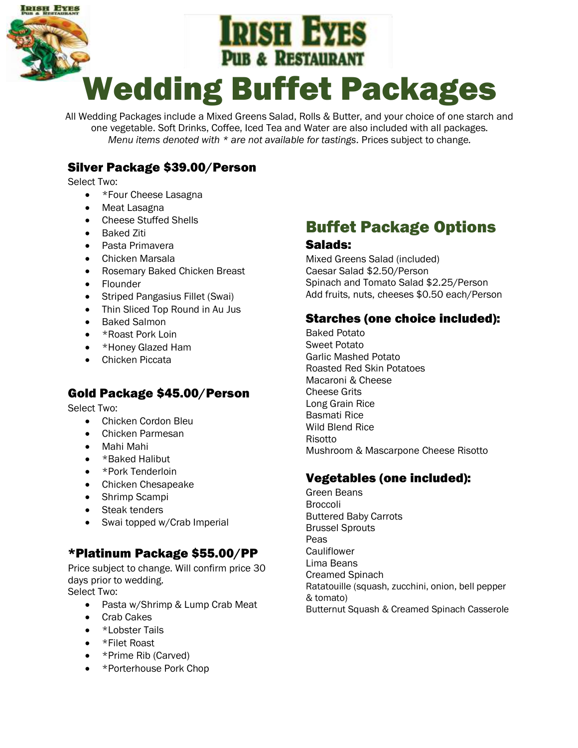# Irish Eyes Pub & Restaurant

# Wedding Buffet Packages

All Wedding Packages include a Mixed Greens Salad, Rolls & Butter, and your choice of one starch and one vegetable. Soft Drinks, Coffee, Iced Tea and Water are also included with all packages. *Menu items denoted with * are not available for tastings.* Prices subject to change.

## Silver Package $39.00/Person

Select Two:

- *Four Cheese Lasagna
- Meat Lasagna
- Cheese Stuffed Shells
- Baked Ziti
- Pasta Primavera
- Chicken Marsala
- Rosemary Baked Chicken Breast
- Flounder
- Striped Pangasius Fillet (Swai)
- Thin Sliced Top Round in Au Jus
- Baked Salmon
- *Roast Pork Loin
- *Honey Glazed Ham
- Chicken Piccata

## Gold Package $45.00/Person

Select Two:

- Chicken Cordon Bleu
- Chicken Parmesan
- Mahi Mahi
- *Baked Halibut
- *Pork Tenderloin
- Chicken Chesapeake
- Shrimp Scampi
- Steak tenders
- Swai topped w/Crab Imperial

## *Platinum Package $55.00/PP

Price subject to change. Will confirm price 30 days prior to wedding.
Select Two:

- Pasta w/Shrimp & Lump Crab Meat
- Crab Cakes
- *Lobster Tails
- *Filet Roast
- *Prime Rib (Carved)
- *Porterhouse Pork Chop

## Buffet Package Options

### Salads:

Mixed Greens Salad (included)
Caesar Salad $2.50/Person
Spinach and Tomato Salad $2.25/Person
Add fruits, nuts, cheeses $0.50 each/Person

### Starches (one choice included):

Baked Potato
Sweet Potato
Garlic Mashed Potato
Roasted Red Skin Potatoes
Macaroni & Cheese
Cheese Grits
Long Grain Rice
Basmati Rice
Wild Blend Rice
Risotto
Mushroom & Mascarpone Cheese Risotto

### Vegetables (one included):

Green Beans
Broccoli
Buttered Baby Carrots
Brussel Sprouts
Peas
Cauliflower
Lima Beans
Creamed Spinach
Ratatouille (squash, zucchini, onion, bell pepper & tomato)
Butternut Squash & Creamed Spinach Casserole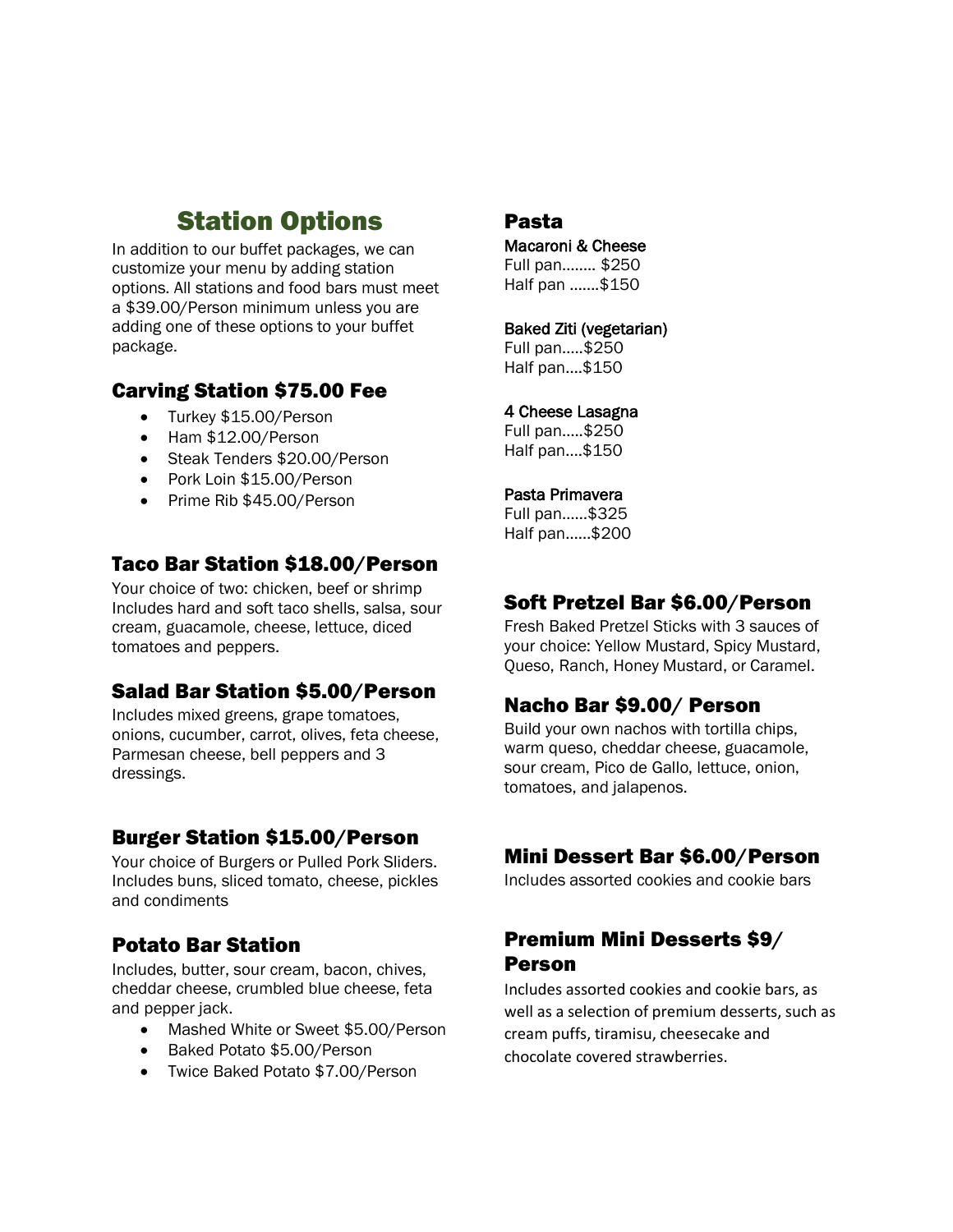# Station Options

In addition to our buffet packages, we can customize your menu by adding station options. All stations and food bars must meet a $39.00/Person minimum unless you are adding one of these options to your buffet package.

## Carving Station $75.00 Fee

- Turkey $15.00/Person
- Ham $12.00/Person
- Steak Tenders $20.00/Person
- Pork Loin $15.00/Person
- Prime Rib $45.00/Person

## Taco Bar Station $18.00/Person

Your choice of two: chicken, beef or shrimp
Includes hard and soft taco shells, salsa, sour cream, guacamole, cheese, lettuce, diced tomatoes and peppers.

## Salad Bar Station $5.00/Person

Includes mixed greens, grape tomatoes, onions, cucumber, carrot, olives, feta cheese, Parmesan cheese, bell peppers and 3 dressings.

## Burger Station $15.00/Person

Your choice of Burgers or Pulled Pork Sliders. Includes buns, sliced tomato, cheese, pickles and condiments

## Potato Bar Station

Includes, butter, sour cream, bacon, chives, cheddar cheese, crumbled blue cheese, feta and pepper jack.

- Mashed White or Sweet $5.00/Person
- Baked Potato $5.00/Person
- Twice Baked Potato $7.00/Person

## Pasta

**Macaroni & Cheese**
Full pan........ $250
Half pan .......$150

**Baked Ziti (vegetarian)**
Full pan.....$250
Half pan....$150

**4 Cheese Lasagna**
Full pan.....$250
Half pan....$150

**Pasta Primavera**
Full pan......$325
Half pan......$200

## Soft Pretzel Bar $6.00/Person

Fresh Baked Pretzel Sticks with 3 sauces of your choice: Yellow Mustard, Spicy Mustard, Queso, Ranch, Honey Mustard, or Caramel.

## Nacho Bar $9.00/ Person

Build your own nachos with tortilla chips, warm queso, cheddar cheese, guacamole, sour cream, Pico de Gallo, lettuce, onion, tomatoes, and jalapenos.

## Mini Dessert Bar $6.00/Person

Includes assorted cookies and cookie bars

## Premium Mini Desserts $9/ Person

Includes assorted cookies and cookie bars, as well as a selection of premium desserts, such as cream puffs, tiramisu, cheesecake and chocolate covered strawberries.